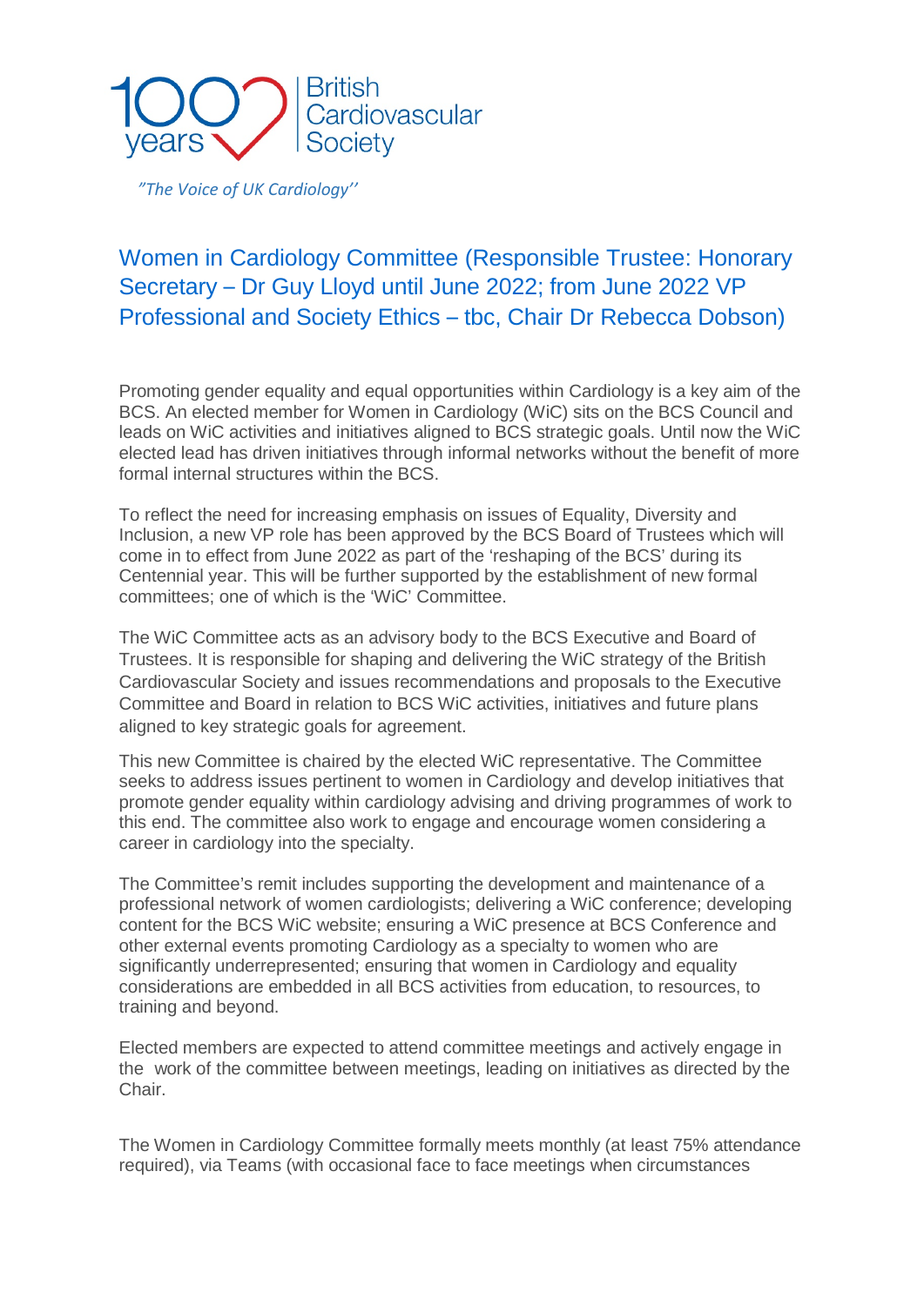British Cardiovascular Society

*"The Voice of UK Cardiology''*

## Women in Cardiology Committee (Responsible Trustee: Honorary Secretary – Dr Guy Lloyd until June 2022; from June 2022 VP Professional and Society Ethics – tbc, Chair Dr Rebecca Dobson)

Promoting gender equality and equal opportunities within Cardiology is a key aim of the BCS. An elected member for Women in Cardiology (WiC) sits on the BCS Council and leads on WiC activities and initiatives aligned to BCS strategic goals. Until now the WiC elected lead has driven initiatives through informal networks without the benefit of more formal internal structures within the BCS.

To reflect the need for increasing emphasis on issues of Equality, Diversity and Inclusion, a new VP role has been approved by the BCS Board of Trustees which will come in to effect from June 2022 as part of the 'reshaping of the BCS' during its Centennial year. This will be further supported by the establishment of new formal committees; one of which is the 'WiC' Committee.

The WiC Committee acts as an advisory body to the BCS Executive and Board of Trustees. It is responsible for shaping and delivering the WiC strategy of the British Cardiovascular Society and issues recommendations and proposals to the Executive Committee and Board in relation to BCS WiC activities, initiatives and future plans aligned to key strategic goals for agreement.

This new Committee is chaired by the elected WiC representative. The Committee seeks to address issues pertinent to women in Cardiology and develop initiatives that promote gender equality within cardiology advising and driving programmes of work to this end. The committee also work to engage and encourage women considering a career in cardiology into the specialty.

The Committee's remit includes supporting the development and maintenance of a professional network of women cardiologists; delivering a WiC conference; developing content for the BCS WiC website; ensuring a WiC presence at BCS Conference and other external events promoting Cardiology as a specialty to women who are significantly underrepresented; ensuring that women in Cardiology and equality considerations are embedded in all BCS activities from education, to resources, to training and beyond.

Elected members are expected to attend committee meetings and actively engage in the work of the committee between meetings, leading on initiatives as directed by the Chair.

The Women in Cardiology Committee formally meets monthly (at least 75% attendance required), via Teams (with occasional face to face meetings when circumstances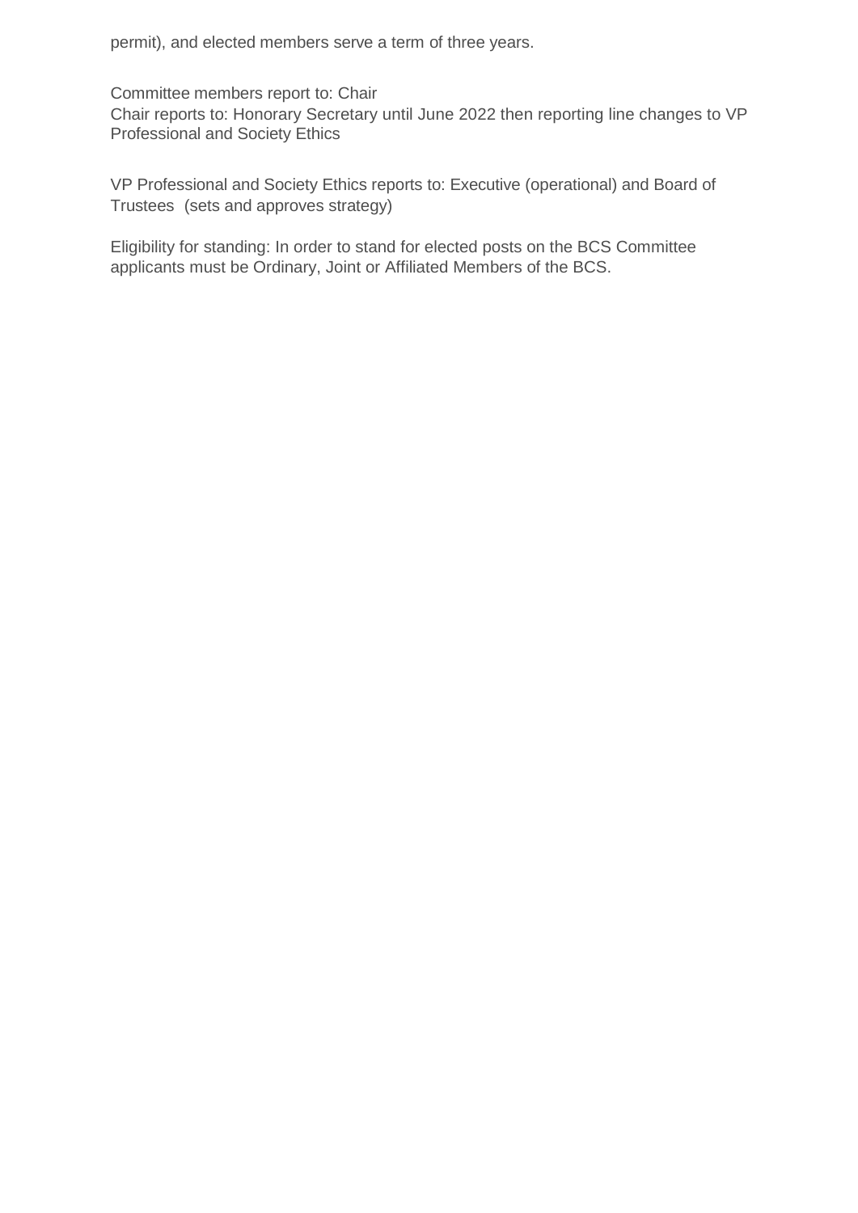permit), and elected members serve a term of three years.

Committee members report to: Chair
Chair reports to: Honorary Secretary until June 2022 then reporting line changes to VP Professional and Society Ethics

VP Professional and Society Ethics reports to: Executive (operational) and Board of Trustees (sets and approves strategy)

Eligibility for standing: In order to stand for elected posts on the BCS Committee applicants must be Ordinary, Joint or Affiliated Members of the BCS.